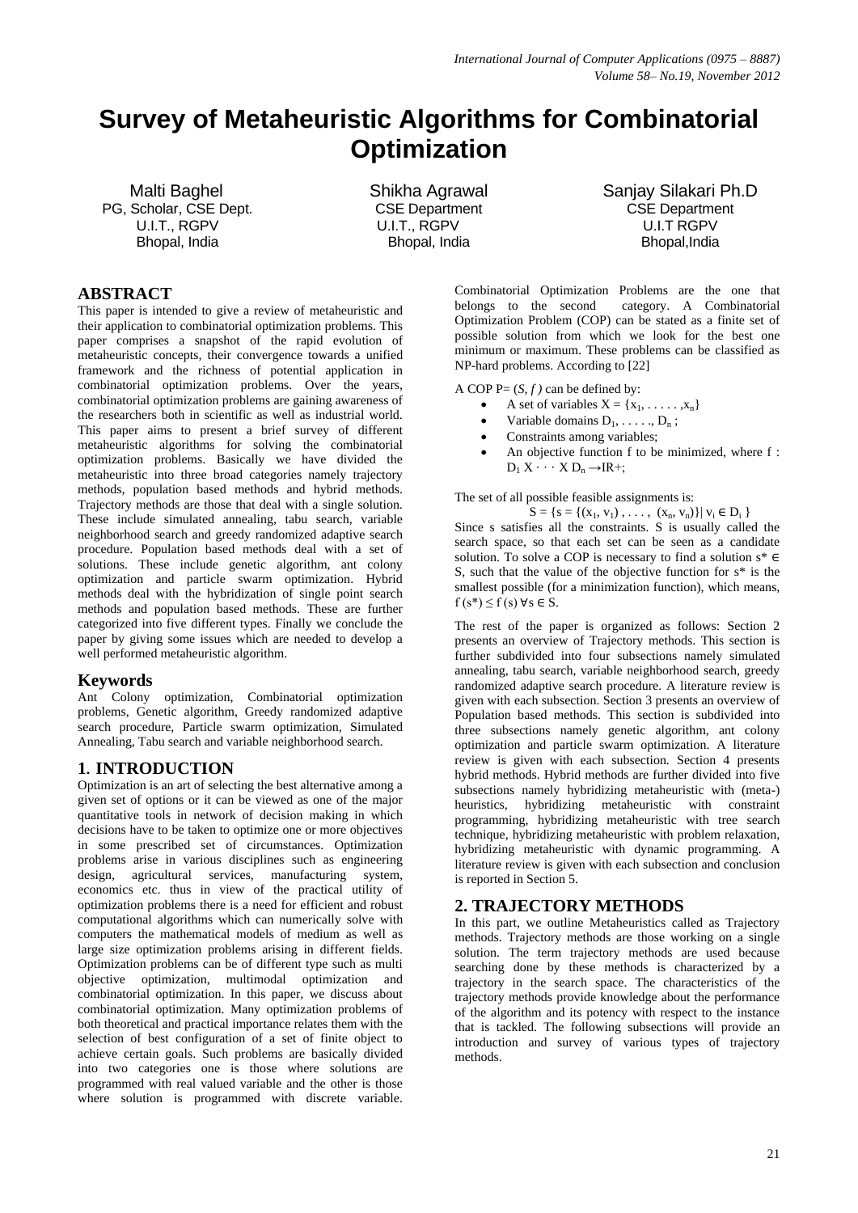# Survey of Metaheuristic Algorithms for Combinatorial Optimization

Malti Baghel
PG, Scholar, CSE Dept.
U.I.T., RGPV
Bhopal, India

Shikha Agrawal
CSE Department
U.I.T., RGPV
Bhopal, India

Sanjay Silakari Ph.D
CSE Department
U.I.T RGPV
Bhopal,India

## ABSTRACT

This paper is intended to give a review of metaheuristic and their application to combinatorial optimization problems. This paper comprises a snapshot of the rapid evolution of metaheuristic concepts, their convergence towards a unified framework and the richness of potential application in combinatorial optimization problems. Over the years, combinatorial optimization problems are gaining awareness of the researchers both in scientific as well as industrial world. This paper aims to present a brief survey of different metaheuristic algorithms for solving the combinatorial optimization problems. Basically we have divided the metaheuristic into three broad categories namely trajectory methods, population based methods and hybrid methods. Trajectory methods are those that deal with a single solution. These include simulated annealing, tabu search, variable neighborhood search and greedy randomized adaptive search procedure. Population based methods deal with a set of solutions. These include genetic algorithm, ant colony optimization and particle swarm optimization. Hybrid methods deal with the hybridization of single point search methods and population based methods. These are further categorized into five different types. Finally we conclude the paper by giving some issues which are needed to develop a well performed metaheuristic algorithm.

## Keywords

Ant Colony optimization, Combinatorial optimization problems, Genetic algorithm, Greedy randomized adaptive search procedure, Particle swarm optimization, Simulated Annealing, Tabu search and variable neighborhood search.

## 1. INTRODUCTION

Optimization is an art of selecting the best alternative among a given set of options or it can be viewed as one of the major quantitative tools in network of decision making in which decisions have to be taken to optimize one or more objectives in some prescribed set of circumstances. Optimization problems arise in various disciplines such as engineering design, agricultural services, manufacturing system, economics etc. thus in view of the practical utility of optimization problems there is a need for efficient and robust computational algorithms which can numerically solve with computers the mathematical models of medium as well as large size optimization problems arising in different fields. Optimization problems can be of different type such as multi objective optimization, multimodal optimization and combinatorial optimization. In this paper, we discuss about combinatorial optimization. Many optimization problems of both theoretical and practical importance relates them with the selection of best configuration of a set of finite object to achieve certain goals. Such problems are basically divided into two categories one is those where solutions are programmed with real valued variable and the other is those where solution is programmed with discrete variable. Combinatorial Optimization Problems are the one that belongs to the second category. A Combinatorial Optimization Problem (COP) can be stated as a finite set of possible solution from which we look for the best one minimum or maximum. These problems can be classified as NP-hard problems. According to [22]

A COP P= $(S, f)$ can be defined by:

- A set of variables $X = \{x_1, \ldots\ldots, x_n\}$
- Variable domains $D_1, \ldots\ldots, D_n$ ;
- Constraints among variables;
- An objective function f to be minimized, where f : $D_1 \times \cdots \times D_n \rightarrow IR+$;

The set of all possible feasible assignments is:

$$S = \{s = \{(x_1, v_1), \ldots, (x_n, v_n)\} | v_i \in D_i\}$$

Since s satisfies all the constraints. S is usually called the search space, so that each set can be seen as a candidate solution. To solve a COP is necessary to find a solution $s^* \in S$, such that the value of the objective function for s* is the smallest possible (for a minimization function), which means, $f(s^*) \leq f(s)\ \forall s \in S$.

The rest of the paper is organized as follows: Section 2 presents an overview of Trajectory methods. This section is further subdivided into four subsections namely simulated annealing, tabu search, variable neighborhood search, greedy randomized adaptive search procedure. A literature review is given with each subsection. Section 3 presents an overview of Population based methods. This section is subdivided into three subsections namely genetic algorithm, ant colony optimization and particle swarm optimization. A literature review is given with each subsection. Section 4 presents hybrid methods. Hybrid methods are further divided into five subsections namely hybridizing metaheuristic with (meta-) heuristics, hybridizing metaheuristic with constraint programming, hybridizing metaheuristic with tree search technique, hybridizing metaheuristic with problem relaxation, hybridizing metaheuristic with dynamic programming. A literature review is given with each subsection and conclusion is reported in Section 5.

## 2. TRAJECTORY METHODS

In this part, we outline Metaheuristics called as Trajectory methods. Trajectory methods are those working on a single solution. The term trajectory methods are used because searching done by these methods is characterized by a trajectory in the search space. The characteristics of the trajectory methods provide knowledge about the performance of the algorithm and its potency with respect to the instance that is tackled. The following subsections will provide an introduction and survey of various types of trajectory methods.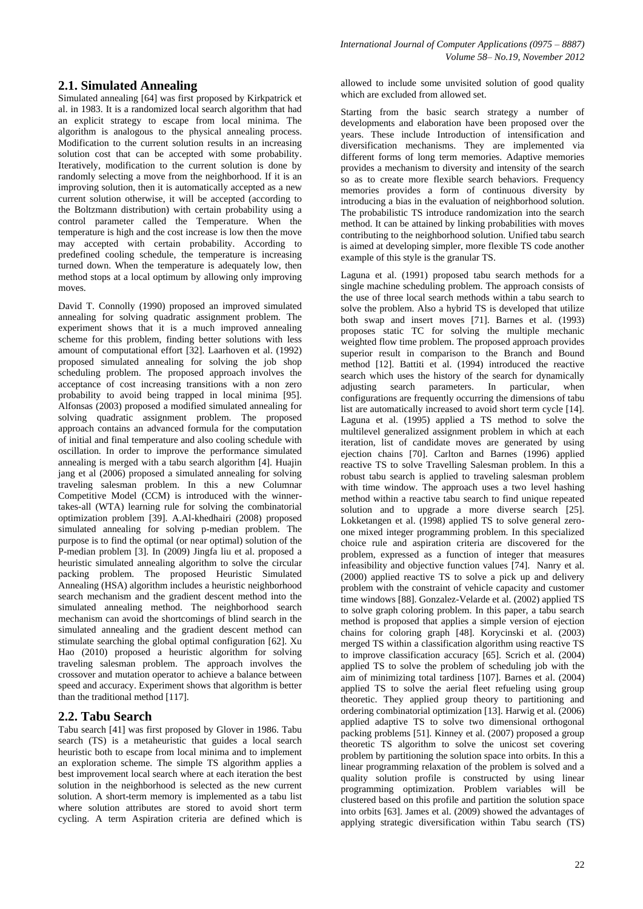## 2.1. Simulated Annealing

Simulated annealing [64] was first proposed by Kirkpatrick et al. in 1983. It is a randomized local search algorithm that had an explicit strategy to escape from local minima. The algorithm is analogous to the physical annealing process. Modification to the current solution results in an increasing solution cost that can be accepted with some probability. Iteratively, modification to the current solution is done by randomly selecting a move from the neighborhood. If it is an improving solution, then it is automatically accepted as a new current solution otherwise, it will be accepted (according to the Boltzmann distribution) with certain probability using a control parameter called the Temperature. When the temperature is high and the cost increase is low then the move may accepted with certain probability. According to predefined cooling schedule, the temperature is increasing turned down. When the temperature is adequately low, then method stops at a local optimum by allowing only improving moves.

David T. Connolly (1990) proposed an improved simulated annealing for solving quadratic assignment problem. The experiment shows that it is a much improved annealing scheme for this problem, finding better solutions with less amount of computational effort [32]. Laarhoven et al. (1992) proposed simulated annealing for solving the job shop scheduling problem. The proposed approach involves the acceptance of cost increasing transitions with a non zero probability to avoid being trapped in local minima [95]. Alfonsas (2003) proposed a modified simulated annealing for solving quadratic assignment problem. The proposed approach contains an advanced formula for the computation of initial and final temperature and also cooling schedule with oscillation. In order to improve the performance simulated annealing is merged with a tabu search algorithm [4]. Huajin jang et al (2006) proposed a simulated annealing for solving traveling salesman problem. In this a new Columnar Competitive Model (CCM) is introduced with the winner-takes-all (WTA) learning rule for solving the combinatorial optimization problem [39]. A.Al-khedhairi (2008) proposed simulated annealing for solving p-median problem. The purpose is to find the optimal (or near optimal) solution of the P-median problem [3]. In (2009) Jingfa liu et al. proposed a heuristic simulated annealing algorithm to solve the circular packing problem. The proposed Heuristic Simulated Annealing (HSA) algorithm includes a heuristic neighborhood search mechanism and the gradient descent method into the simulated annealing method. The neighborhood search mechanism can avoid the shortcomings of blind search in the simulated annealing and the gradient descent method can stimulate searching the global optimal configuration [62]. Xu Hao (2010) proposed a heuristic algorithm for solving traveling salesman problem. The approach involves the crossover and mutation operator to achieve a balance between speed and accuracy. Experiment shows that algorithm is better than the traditional method [117].

## 2.2. Tabu Search

Tabu search [41] was first proposed by Glover in 1986. Tabu search (TS) is a metaheuristic that guides a local search heuristic both to escape from local minima and to implement an exploration scheme. The simple TS algorithm applies a best improvement local search where at each iteration the best solution in the neighborhood is selected as the new current solution. A short-term memory is implemented as a tabu list where solution attributes are stored to avoid short term cycling. A term Aspiration criteria are defined which is allowed to include some unvisited solution of good quality which are excluded from allowed set.

Starting from the basic search strategy a number of developments and elaboration have been proposed over the years. These include Introduction of intensification and diversification mechanisms. They are implemented via different forms of long term memories. Adaptive memories provides a mechanism to diversity and intensity of the search so as to create more flexible search behaviors. Frequency memories provides a form of continuous diversity by introducing a bias in the evaluation of neighborhood solution. The probabilistic TS introduce randomization into the search method. It can be attained by linking probabilities with moves contributing to the neighborhood solution. Unified tabu search is aimed at developing simpler, more flexible TS code another example of this style is the granular TS.

Laguna et al. (1991) proposed tabu search methods for a single machine scheduling problem. The approach consists of the use of three local search methods within a tabu search to solve the problem. Also a hybrid TS is developed that utilize both swap and insert moves [71]. Barnes et al. (1993) proposes static TC for solving the multiple mechanic weighted flow time problem. The proposed approach provides superior result in comparison to the Branch and Bound method [12]. Battiti et al. (1994) introduced the reactive search which uses the history of the search for dynamically adjusting search parameters. In particular, when configurations are frequently occurring the dimensions of tabu list are automatically increased to avoid short term cycle [14]. Laguna et al. (1995) applied a TS method to solve the multilevel generalized assignment problem in which at each iteration, list of candidate moves are generated by using ejection chains [70]. Carlton and Barnes (1996) applied reactive TS to solve Travelling Salesman problem. In this a robust tabu search is applied to traveling salesman problem with time window. The approach uses a two level hashing method within a reactive tabu search to find unique repeated solution and to upgrade a more diverse search [25]. Lokketangen et al. (1998) applied TS to solve general zero-one mixed integer programming problem. In this specialized choice rule and aspiration criteria are discovered for the problem, expressed as a function of integer that measures infeasibility and objective function values [74]. Nanry et al. (2000) applied reactive TS to solve a pick up and delivery problem with the constraint of vehicle capacity and customer time windows [88]. Gonzalez-Velarde et al. (2002) applied TS to solve graph coloring problem. In this paper, a tabu search method is proposed that applies a simple version of ejection chains for coloring graph [48]. Korycinski et al. (2003) merged TS within a classification algorithm using reactive TS to improve classification accuracy [65]. Scrich et al. (2004) applied TS to solve the problem of scheduling job with the aim of minimizing total tardiness [107]. Barnes et al. (2004) applied TS to solve the aerial fleet refueling using group theoretic. They applied group theory to partitioning and ordering combinatorial optimization [13]. Harwig et al. (2006) applied adaptive TS to solve two dimensional orthogonal packing problems [51]. Kinney et al. (2007) proposed a group theoretic TS algorithm to solve the unicost set covering problem by partitioning the solution space into orbits. In this a linear programming relaxation of the problem is solved and a quality solution profile is constructed by using linear programming optimization. Problem variables will be clustered based on this profile and partition the solution space into orbits [63]. James et al. (2009) showed the advantages of applying strategic diversification within Tabu search (TS)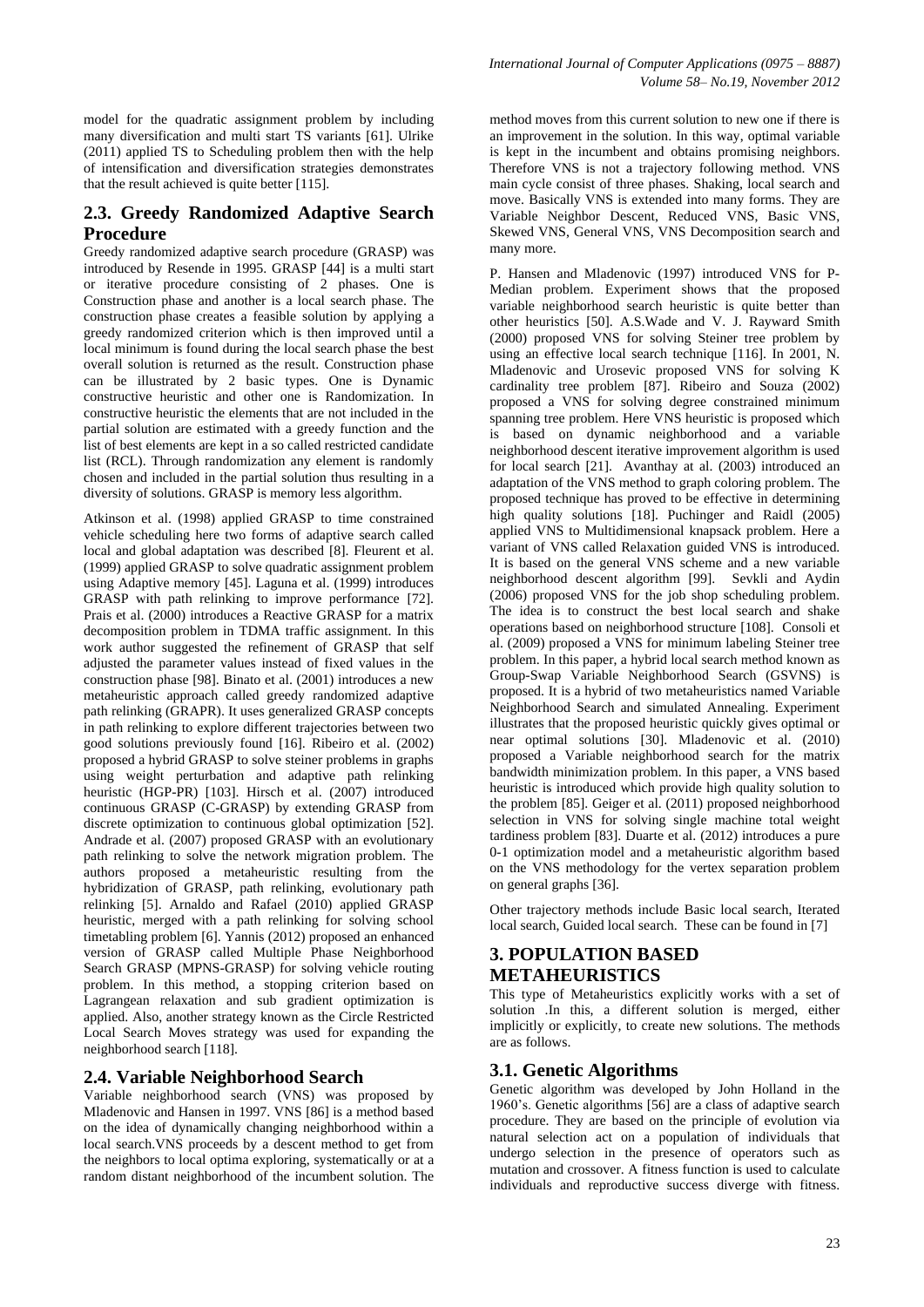model for the quadratic assignment problem by including many diversification and multi start TS variants [61]. Ulrike (2011) applied TS to Scheduling problem then with the help of intensification and diversification strategies demonstrates that the result achieved is quite better [115].

## 2.3. Greedy Randomized Adaptive Search Procedure

Greedy randomized adaptive search procedure (GRASP) was introduced by Resende in 1995. GRASP [44] is a multi start or iterative procedure consisting of 2 phases. One is Construction phase and another is a local search phase. The construction phase creates a feasible solution by applying a greedy randomized criterion which is then improved until a local minimum is found during the local search phase the best overall solution is returned as the result. Construction phase can be illustrated by 2 basic types. One is Dynamic constructive heuristic and other one is Randomization. In constructive heuristic the elements that are not included in the partial solution are estimated with a greedy function and the list of best elements are kept in a so called restricted candidate list (RCL). Through randomization any element is randomly chosen and included in the partial solution thus resulting in a diversity of solutions. GRASP is memory less algorithm.

Atkinson et al. (1998) applied GRASP to time constrained vehicle scheduling here two forms of adaptive search called local and global adaptation was described [8]. Fleurent et al. (1999) applied GRASP to solve quadratic assignment problem using Adaptive memory [45]. Laguna et al. (1999) introduces GRASP with path relinking to improve performance [72]. Prais et al. (2000) introduces a Reactive GRASP for a matrix decomposition problem in TDMA traffic assignment. In this work author suggested the refinement of GRASP that self adjusted the parameter values instead of fixed values in the construction phase [98]. Binato et al. (2001) introduces a new metaheuristic approach called greedy randomized adaptive path relinking (GRAPR). It uses generalized GRASP concepts in path relinking to explore different trajectories between two good solutions previously found [16]. Ribeiro et al. (2002) proposed a hybrid GRASP to solve steiner problems in graphs using weight perturbation and adaptive path relinking heuristic (HGP-PR) [103]. Hirsch et al. (2007) introduced continuous GRASP (C-GRASP) by extending GRASP from discrete optimization to continuous global optimization [52]. Andrade et al. (2007) proposed GRASP with an evolutionary path relinking to solve the network migration problem. The authors proposed a metaheuristic resulting from the hybridization of GRASP, path relinking, evolutionary path relinking [5]. Arnaldo and Rafael (2010) applied GRASP heuristic, merged with a path relinking for solving school timetabling problem [6]. Yannis (2012) proposed an enhanced version of GRASP called Multiple Phase Neighborhood Search GRASP (MPNS-GRASP) for solving vehicle routing problem. In this method, a stopping criterion based on Lagrangean relaxation and sub gradient optimization is applied. Also, another strategy known as the Circle Restricted Local Search Moves strategy was used for expanding the neighborhood search [118].

## 2.4. Variable Neighborhood Search

Variable neighborhood search (VNS) was proposed by Mladenovic and Hansen in 1997. VNS [86] is a method based on the idea of dynamically changing neighborhood within a local search.VNS proceeds by a descent method to get from the neighbors to local optima exploring, systematically or at a random distant neighborhood of the incumbent solution. The method moves from this current solution to new one if there is an improvement in the solution. In this way, optimal variable is kept in the incumbent and obtains promising neighbors. Therefore VNS is not a trajectory following method. VNS main cycle consist of three phases. Shaking, local search and move. Basically VNS is extended into many forms. They are Variable Neighbor Descent, Reduced VNS, Basic VNS, Skewed VNS, General VNS, VNS Decomposition search and many more.

P. Hansen and Mladenovic (1997) introduced VNS for P-Median problem. Experiment shows that the proposed variable neighborhood search heuristic is quite better than other heuristics [50]. A.S.Wade and V. J. Rayward Smith (2000) proposed VNS for solving Steiner tree problem by using an effective local search technique [116]. In 2001, N. Mladenovic and Urosevic proposed VNS for solving K cardinality tree problem [87]. Ribeiro and Souza (2002) proposed a VNS for solving degree constrained minimum spanning tree problem. Here VNS heuristic is proposed which is based on dynamic neighborhood and a variable neighborhood descent iterative improvement algorithm is used for local search [21]. Avanthay at al. (2003) introduced an adaptation of the VNS method to graph coloring problem. The proposed technique has proved to be effective in determining high quality solutions [18]. Puchinger and Raidl (2005) applied VNS to Multidimensional knapsack problem. Here a variant of VNS called Relaxation guided VNS is introduced. It is based on the general VNS scheme and a new variable neighborhood descent algorithm [99]. Sevkli and Aydin (2006) proposed VNS for the job shop scheduling problem. The idea is to construct the best local search and shake operations based on neighborhood structure [108]. Consoli et al. (2009) proposed a VNS for minimum labeling Steiner tree problem. In this paper, a hybrid local search method known as Group-Swap Variable Neighborhood Search (GSVNS) is proposed. It is a hybrid of two metaheuristics named Variable Neighborhood Search and simulated Annealing. Experiment illustrates that the proposed heuristic quickly gives optimal or near optimal solutions [30]. Mladenovic et al. (2010) proposed a Variable neighborhood search for the matrix bandwidth minimization problem. In this paper, a VNS based heuristic is introduced which provide high quality solution to the problem [85]. Geiger et al. (2011) proposed neighborhood selection in VNS for solving single machine total weight tardiness problem [83]. Duarte et al. (2012) introduces a pure 0-1 optimization model and a metaheuristic algorithm based on the VNS methodology for the vertex separation problem on general graphs [36].

Other trajectory methods include Basic local search, Iterated local search, Guided local search. These can be found in [7]

# 3. POPULATION BASED METAHEURISTICS

This type of Metaheuristics explicitly works with a set of solution .In this, a different solution is merged, either implicitly or explicitly, to create new solutions. The methods are as follows.

## 3.1. Genetic Algorithms

Genetic algorithm was developed by John Holland in the 1960's. Genetic algorithms [56] are a class of adaptive search procedure. They are based on the principle of evolution via natural selection act on a population of individuals that undergo selection in the presence of operators such as mutation and crossover. A fitness function is used to calculate individuals and reproductive success diverge with fitness.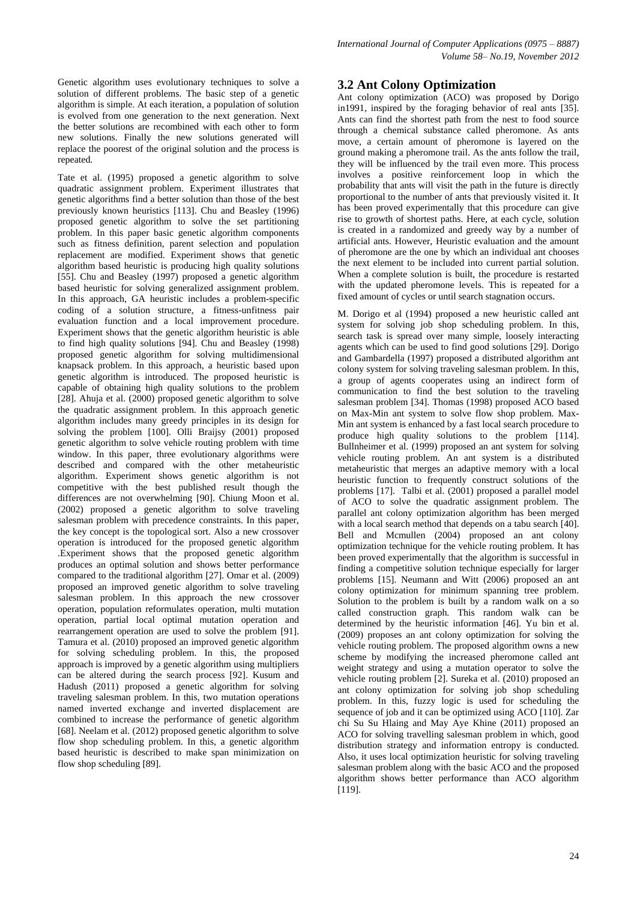Genetic algorithm uses evolutionary techniques to solve a solution of different problems. The basic step of a genetic algorithm is simple. At each iteration, a population of solution is evolved from one generation to the next generation. Next the better solutions are recombined with each other to form new solutions. Finally the new solutions generated will replace the poorest of the original solution and the process is repeated.

Tate et al. (1995) proposed a genetic algorithm to solve quadratic assignment problem. Experiment illustrates that genetic algorithms find a better solution than those of the best previously known heuristics [113]. Chu and Beasley (1996) proposed genetic algorithm to solve the set partitioning problem. In this paper basic genetic algorithm components such as fitness definition, parent selection and population replacement are modified. Experiment shows that genetic algorithm based heuristic is producing high quality solutions [55]. Chu and Beasley (1997) proposed a genetic algorithm based heuristic for solving generalized assignment problem. In this approach, GA heuristic includes a problem-specific coding of a solution structure, a fitness-unfitness pair evaluation function and a local improvement procedure. Experiment shows that the genetic algorithm heuristic is able to find high quality solutions [94]. Chu and Beasley (1998) proposed genetic algorithm for solving multidimensional knapsack problem. In this approach, a heuristic based upon genetic algorithm is introduced. The proposed heuristic is capable of obtaining high quality solutions to the problem [28]. Ahuja et al. (2000) proposed genetic algorithm to solve the quadratic assignment problem. In this approach genetic algorithm includes many greedy principles in its design for solving the problem [100]. Olli Braijsy (2001) proposed genetic algorithm to solve vehicle routing problem with time window. In this paper, three evolutionary algorithms were described and compared with the other metaheuristic algorithm. Experiment shows genetic algorithm is not competitive with the best published result though the differences are not overwhelming [90]. Chiung Moon et al. (2002) proposed a genetic algorithm to solve traveling salesman problem with precedence constraints. In this paper, the key concept is the topological sort. Also a new crossover operation is introduced for the proposed genetic algorithm .Experiment shows that the proposed genetic algorithm produces an optimal solution and shows better performance compared to the traditional algorithm [27]. Omar et al. (2009) proposed an improved genetic algorithm to solve traveling salesman problem. In this approach the new crossover operation, population reformulates operation, multi mutation operation, partial local optimal mutation operation and rearrangement operation are used to solve the problem [91]. Tamura et al. (2010) proposed an improved genetic algorithm for solving scheduling problem. In this, the proposed approach is improved by a genetic algorithm using multipliers can be altered during the search process [92]. Kusum and Hadush (2011) proposed a genetic algorithm for solving traveling salesman problem. In this, two mutation operations named inverted exchange and inverted displacement are combined to increase the performance of genetic algorithm [68]. Neelam et al. (2012) proposed genetic algorithm to solve flow shop scheduling problem. In this, a genetic algorithm based heuristic is described to make span minimization on flow shop scheduling [89].

## 3.2 Ant Colony Optimization

Ant colony optimization (ACO) was proposed by Dorigo in1991, inspired by the foraging behavior of real ants [35]. Ants can find the shortest path from the nest to food source through a chemical substance called pheromone. As ants move, a certain amount of pheromone is layered on the ground making a pheromone trail. As the ants follow the trail, they will be influenced by the trail even more. This process involves a positive reinforcement loop in which the probability that ants will visit the path in the future is directly proportional to the number of ants that previously visited it. It has been proved experimentally that this procedure can give rise to growth of shortest paths. Here, at each cycle, solution is created in a randomized and greedy way by a number of artificial ants. However, Heuristic evaluation and the amount of pheromone are the one by which an individual ant chooses the next element to be included into current partial solution. When a complete solution is built, the procedure is restarted with the updated pheromone levels. This is repeated for a fixed amount of cycles or until search stagnation occurs.

M. Dorigo et al (1994) proposed a new heuristic called ant system for solving job shop scheduling problem. In this, search task is spread over many simple, loosely interacting agents which can be used to find good solutions [29]. Dorigo and Gambardella (1997) proposed a distributed algorithm ant colony system for solving traveling salesman problem. In this, a group of agents cooperates using an indirect form of communication to find the best solution to the traveling salesman problem [34]. Thomas (1998) proposed ACO based on Max-Min ant system to solve flow shop problem. Max-Min ant system is enhanced by a fast local search procedure to produce high quality solutions to the problem [114]. Bullnheimer et al. (1999) proposed an ant system for solving vehicle routing problem. An ant system is a distributed metaheuristic that merges an adaptive memory with a local heuristic function to frequently construct solutions of the problems [17]. Talbi et al. (2001) proposed a parallel model of ACO to solve the quadratic assignment problem. The parallel ant colony optimization algorithm has been merged with a local search method that depends on a tabu search [40]. Bell and Mcmullen (2004) proposed an ant colony optimization technique for the vehicle routing problem. It has been proved experimentally that the algorithm is successful in finding a competitive solution technique especially for larger problems [15]. Neumann and Witt (2006) proposed an ant colony optimization for minimum spanning tree problem. Solution to the problem is built by a random walk on a so called construction graph. This random walk can be determined by the heuristic information [46]. Yu bin et al. (2009) proposes an ant colony optimization for solving the vehicle routing problem. The proposed algorithm owns a new scheme by modifying the increased pheromone called ant weight strategy and using a mutation operator to solve the vehicle routing problem [2]. Sureka et al. (2010) proposed an ant colony optimization for solving job shop scheduling problem. In this, fuzzy logic is used for scheduling the sequence of job and it can be optimized using ACO [110]. Zar chi Su Su Hlaing and May Aye Khine (2011) proposed an ACO for solving travelling salesman problem in which, good distribution strategy and information entropy is conducted. Also, it uses local optimization heuristic for solving traveling salesman problem along with the basic ACO and the proposed algorithm shows better performance than ACO algorithm [119].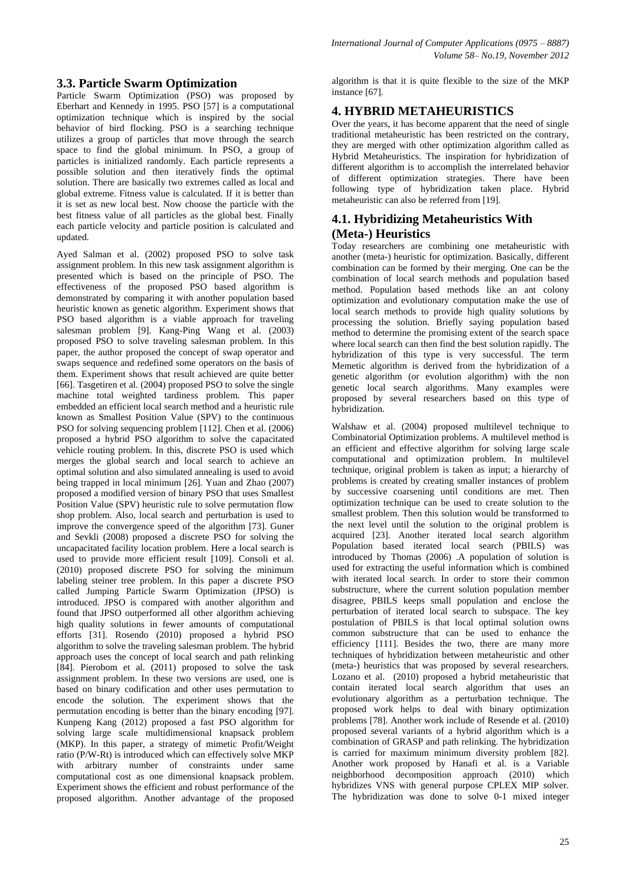### 3.3. Particle Swarm Optimization

Particle Swarm Optimization (PSO) was proposed by Eberhart and Kennedy in 1995. PSO [57] is a computational optimization technique which is inspired by the social behavior of bird flocking. PSO is a searching technique utilizes a group of particles that move through the search space to find the global minimum. In PSO, a group of particles is initialized randomly. Each particle represents a possible solution and then iteratively finds the optimal solution. There are basically two extremes called as local and global extreme. Fitness value is calculated. If it is better than it is set as new local best. Now choose the particle with the best fitness value of all particles as the global best. Finally each particle velocity and particle position is calculated and updated.

Ayed Salman et al. (2002) proposed PSO to solve task assignment problem. In this new task assignment algorithm is presented which is based on the principle of PSO. The effectiveness of the proposed PSO based algorithm is demonstrated by comparing it with another population based heuristic known as genetic algorithm. Experiment shows that PSO based algorithm is a viable approach for traveling salesman problem [9]. Kang-Ping Wang et al. (2003) proposed PSO to solve traveling salesman problem. In this paper, the author proposed the concept of swap operator and swaps sequence and redefined some operators on the basis of them. Experiment shows that result achieved are quite better [66]. Tasgetiren et al. (2004) proposed PSO to solve the single machine total weighted tardiness problem. This paper embedded an efficient local search method and a heuristic rule known as Smallest Position Value (SPV) to the continuous PSO for solving sequencing problem [112]. Chen et al. (2006) proposed a hybrid PSO algorithm to solve the capacitated vehicle routing problem. In this, discrete PSO is used which merges the global search and local search to achieve an optimal solution and also simulated annealing is used to avoid being trapped in local minimum [26]. Yuan and Zhao (2007) proposed a modified version of binary PSO that uses Smallest Position Value (SPV) heuristic rule to solve permutation flow shop problem. Also, local search and perturbation is used to improve the convergence speed of the algorithm [73]. Guner and Sevkli (2008) proposed a discrete PSO for solving the uncapacitated facility location problem. Here a local search is used to provide more efficient result [109]. Consoli et al. (2010) proposed discrete PSO for solving the minimum labeling steiner tree problem. In this paper a discrete PSO called Jumping Particle Swarm Optimization (JPSO) is introduced. JPSO is compared with another algorithm and found that JPSO outperformed all other algorithm achieving high quality solutions in fewer amounts of computational efforts [31]. Rosendo (2010) proposed a hybrid PSO algorithm to solve the traveling salesman problem. The hybrid approach uses the concept of local search and path relinking [84]. Pierobom et al. (2011) proposed to solve the task assignment problem. In these two versions are used, one is based on binary codification and other uses permutation to encode the solution. The experiment shows that the permutation encoding is better than the binary encoding [97]. Kunpeng Kang (2012) proposed a fast PSO algorithm for solving large scale multidimensional knapsack problem (MKP). In this paper, a strategy of mimetic Profit/Weight ratio (P/W-Rt) is introduced which can effectively solve MKP with arbitrary number of constraints under same computational cost as one dimensional knapsack problem. Experiment shows the efficient and robust performance of the proposed algorithm. Another advantage of the proposed algorithm is that it is quite flexible to the size of the MKP instance [67].

## 4. HYBRID METAHEURISTICS

Over the years, it has become apparent that the need of single traditional metaheuristic has been restricted on the contrary, they are merged with other optimization algorithm called as Hybrid Metaheuristics. The inspiration for hybridization of different algorithm is to accomplish the interrelated behavior of different optimization strategies. There have been following type of hybridization taken place. Hybrid metaheuristic can also be referred from [19].

### 4.1. Hybridizing Metaheuristics With (Meta-) Heuristics

Today researchers are combining one metaheuristic with another (meta-) heuristic for optimization. Basically, different combination can be formed by their merging. One can be the combination of local search methods and population based method. Population based methods like an ant colony optimization and evolutionary computation make the use of local search methods to provide high quality solutions by processing the solution. Briefly saying population based method to determine the promising extent of the search space where local search can then find the best solution rapidly. The hybridization of this type is very successful. The term Memetic algorithm is derived from the hybridization of a genetic algorithm (or evolution algorithm) with the non genetic local search algorithms. Many examples were proposed by several researchers based on this type of hybridization.

Walshaw et al. (2004) proposed multilevel technique to Combinatorial Optimization problems. A multilevel method is an efficient and effective algorithm for solving large scale computational and optimization problem. In multilevel technique, original problem is taken as input; a hierarchy of problems is created by creating smaller instances of problem by successive coarsening until conditions are met. Then optimization technique can be used to create solution to the smallest problem. Then this solution would be transformed to the next level until the solution to the original problem is acquired [23]. Another iterated local search algorithm Population based iterated local search (PBILS) was introduced by Thomas (2006) .A population of solution is used for extracting the useful information which is combined with iterated local search. In order to store their common substructure, where the current solution population member disagree, PBILS keeps small population and enclose the perturbation of iterated local search to subspace. The key postulation of PBILS is that local optimal solution owns common substructure that can be used to enhance the efficiency [111]. Besides the two, there are many more techniques of hybridization between metaheuristic and other (meta-) heuristics that was proposed by several researchers. Lozano et al. (2010) proposed a hybrid metaheuristic that contain iterated local search algorithm that uses an evolutionary algorithm as a perturbation technique. The proposed work helps to deal with binary optimization problems [78]. Another work include of Resende et al. (2010) proposed several variants of a hybrid algorithm which is a combination of GRASP and path relinking. The hybridization is carried for maximum minimum diversity problem [82]. Another work proposed by Hanafi et al. is a Variable neighborhood decomposition approach (2010) which hybridizes VNS with general purpose CPLEX MIP solver. The hybridization was done to solve 0-1 mixed integer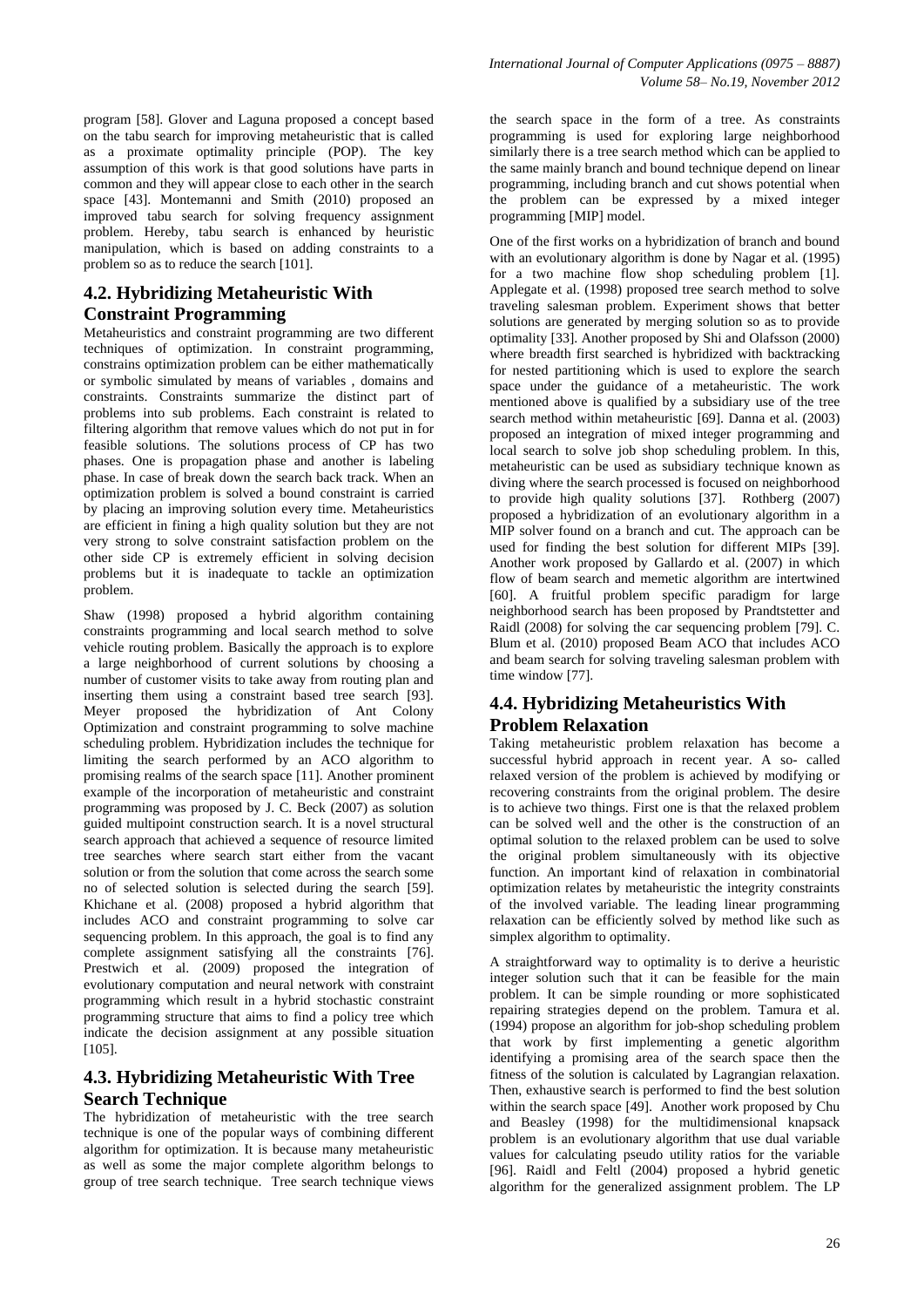program [58]. Glover and Laguna proposed a concept based on the tabu search for improving metaheuristic that is called as a proximate optimality principle (POP). The key assumption of this work is that good solutions have parts in common and they will appear close to each other in the search space [43]. Montemanni and Smith (2010) proposed an improved tabu search for solving frequency assignment problem. Hereby, tabu search is enhanced by heuristic manipulation, which is based on adding constraints to a problem so as to reduce the search [101].

## 4.2. Hybridizing Metaheuristic With Constraint Programming

Metaheuristics and constraint programming are two different techniques of optimization. In constraint programming, constrains optimization problem can be either mathematically or symbolic simulated by means of variables , domains and constraints. Constraints summarize the distinct part of problems into sub problems. Each constraint is related to filtering algorithm that remove values which do not put in for feasible solutions. The solutions process of CP has two phases. One is propagation phase and another is labeling phase. In case of break down the search back track. When an optimization problem is solved a bound constraint is carried by placing an improving solution every time. Metaheuristics are efficient in fining a high quality solution but they are not very strong to solve constraint satisfaction problem on the other side CP is extremely efficient in solving decision problems but it is inadequate to tackle an optimization problem.

Shaw (1998) proposed a hybrid algorithm containing constraints programming and local search method to solve vehicle routing problem. Basically the approach is to explore a large neighborhood of current solutions by choosing a number of customer visits to take away from routing plan and inserting them using a constraint based tree search [93]. Meyer proposed the hybridization of Ant Colony Optimization and constraint programming to solve machine scheduling problem. Hybridization includes the technique for limiting the search performed by an ACO algorithm to promising realms of the search space [11]. Another prominent example of the incorporation of metaheuristic and constraint programming was proposed by J. C. Beck (2007) as solution guided multipoint construction search. It is a novel structural search approach that achieved a sequence of resource limited tree searches where search start either from the vacant solution or from the solution that come across the search some no of selected solution is selected during the search [59]. Khichane et al. (2008) proposed a hybrid algorithm that includes ACO and constraint programming to solve car sequencing problem. In this approach, the goal is to find any complete assignment satisfying all the constraints [76]. Prestwich et al. (2009) proposed the integration of evolutionary computation and neural network with constraint programming which result in a hybrid stochastic constraint programming structure that aims to find a policy tree which indicate the decision assignment at any possible situation [105].

## 4.3. Hybridizing Metaheuristic With Tree Search Technique

The hybridization of metaheuristic with the tree search technique is one of the popular ways of combining different algorithm for optimization. It is because many metaheuristic as well as some the major complete algorithm belongs to group of tree search technique. Tree search technique views the search space in the form of a tree. As constraints programming is used for exploring large neighborhood similarly there is a tree search method which can be applied to the same mainly branch and bound technique depend on linear programming, including branch and cut shows potential when the problem can be expressed by a mixed integer programming [MIP] model.

One of the first works on a hybridization of branch and bound with an evolutionary algorithm is done by Nagar et al. (1995) for a two machine flow shop scheduling problem [1]. Applegate et al. (1998) proposed tree search method to solve traveling salesman problem. Experiment shows that better solutions are generated by merging solution so as to provide optimality [33]. Another proposed by Shi and Olafsson (2000) where breadth first searched is hybridized with backtracking for nested partitioning which is used to explore the search space under the guidance of a metaheuristic. The work mentioned above is qualified by a subsidiary use of the tree search method within metaheuristic [69]. Danna et al. (2003) proposed an integration of mixed integer programming and local search to solve job shop scheduling problem. In this, metaheuristic can be used as subsidiary technique known as diving where the search processed is focused on neighborhood to provide high quality solutions [37]. Rothberg (2007) proposed a hybridization of an evolutionary algorithm in a MIP solver found on a branch and cut. The approach can be used for finding the best solution for different MIPs [39]. Another work proposed by Gallardo et al. (2007) in which flow of beam search and memetic algorithm are intertwined [60]. A fruitful problem specific paradigm for large neighborhood search has been proposed by Prandtstetter and Raidl (2008) for solving the car sequencing problem [79]. C. Blum et al. (2010) proposed Beam ACO that includes ACO and beam search for solving traveling salesman problem with time window [77].

## 4.4. Hybridizing Metaheuristics With Problem Relaxation

Taking metaheuristic problem relaxation has become a successful hybrid approach in recent year. A so- called relaxed version of the problem is achieved by modifying or recovering constraints from the original problem. The desire is to achieve two things. First one is that the relaxed problem can be solved well and the other is the construction of an optimal solution to the relaxed problem can be used to solve the original problem simultaneously with its objective function. An important kind of relaxation in combinatorial optimization relates by metaheuristic the integrity constraints of the involved variable. The leading linear programming relaxation can be efficiently solved by method like such as simplex algorithm to optimality.

A straightforward way to optimality is to derive a heuristic integer solution such that it can be feasible for the main problem. It can be simple rounding or more sophisticated repairing strategies depend on the problem. Tamura et al. (1994) propose an algorithm for job-shop scheduling problem that work by first implementing a genetic algorithm identifying a promising area of the search space then the fitness of the solution is calculated by Lagrangian relaxation. Then, exhaustive search is performed to find the best solution within the search space [49]. Another work proposed by Chu and Beasley (1998) for the multidimensional knapsack problem is an evolutionary algorithm that use dual variable values for calculating pseudo utility ratios for the variable [96]. Raidl and Feltl (2004) proposed a hybrid genetic algorithm for the generalized assignment problem. The LP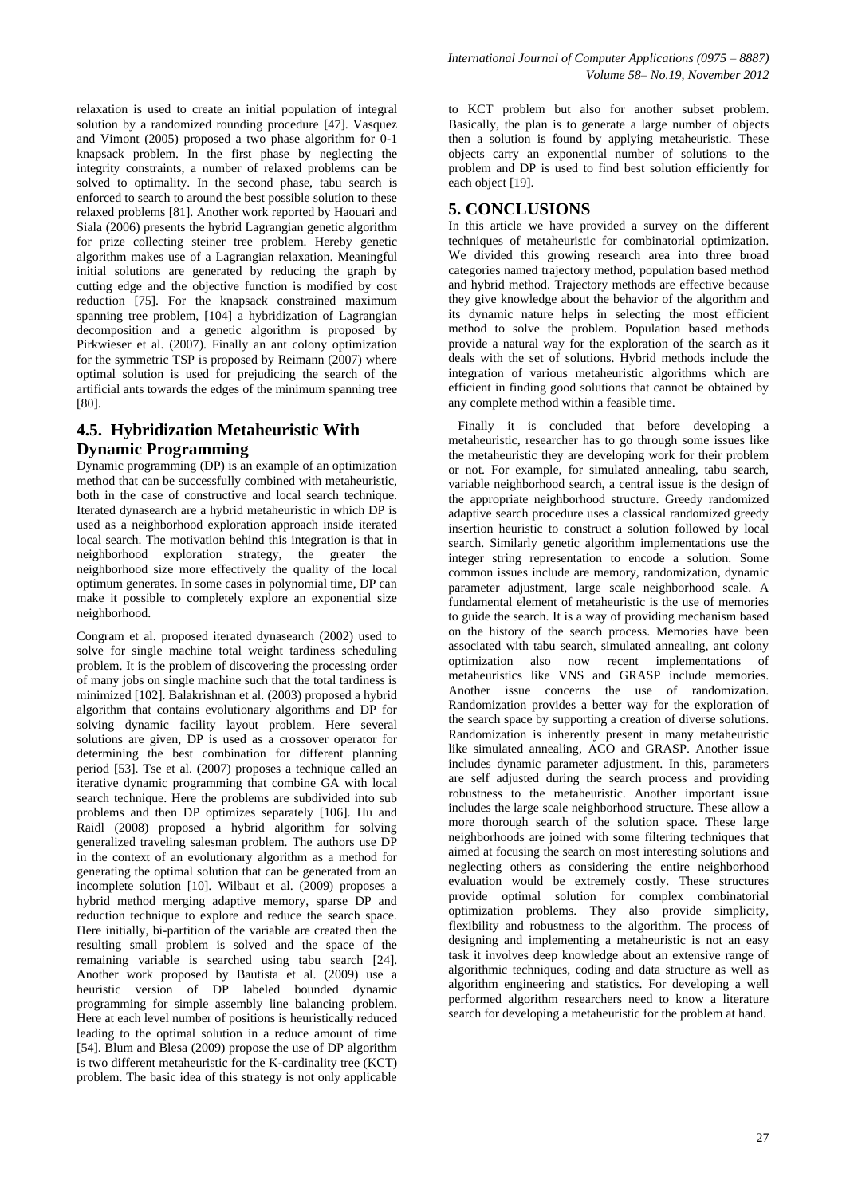relaxation is used to create an initial population of integral solution by a randomized rounding procedure [47]. Vasquez and Vimont (2005) proposed a two phase algorithm for 0-1 knapsack problem. In the first phase by neglecting the integrity constraints, a number of relaxed problems can be solved to optimality. In the second phase, tabu search is enforced to search to around the best possible solution to these relaxed problems [81]. Another work reported by Haouari and Siala (2006) presents the hybrid Lagrangian genetic algorithm for prize collecting steiner tree problem. Hereby genetic algorithm makes use of a Lagrangian relaxation. Meaningful initial solutions are generated by reducing the graph by cutting edge and the objective function is modified by cost reduction [75]. For the knapsack constrained maximum spanning tree problem, [104] a hybridization of Lagrangian decomposition and a genetic algorithm is proposed by Pirkwieser et al. (2007). Finally an ant colony optimization for the symmetric TSP is proposed by Reimann (2007) where optimal solution is used for prejudicing the search of the artificial ants towards the edges of the minimum spanning tree [80].

## 4.5. Hybridization Metaheuristic With Dynamic Programming

Dynamic programming (DP) is an example of an optimization method that can be successfully combined with metaheuristic, both in the case of constructive and local search technique. Iterated dynasearch are a hybrid metaheuristic in which DP is used as a neighborhood exploration approach inside iterated local search. The motivation behind this integration is that in neighborhood exploration strategy, the greater the neighborhood size more effectively the quality of the local optimum generates. In some cases in polynomial time, DP can make it possible to completely explore an exponential size neighborhood.

Congram et al. proposed iterated dynasearch (2002) used to solve for single machine total weight tardiness scheduling problem. It is the problem of discovering the processing order of many jobs on single machine such that the total tardiness is minimized [102]. Balakrishnan et al. (2003) proposed a hybrid algorithm that contains evolutionary algorithms and DP for solving dynamic facility layout problem. Here several solutions are given, DP is used as a crossover operator for determining the best combination for different planning period [53]. Tse et al. (2007) proposes a technique called an iterative dynamic programming that combine GA with local search technique. Here the problems are subdivided into sub problems and then DP optimizes separately [106]. Hu and Raidl (2008) proposed a hybrid algorithm for solving generalized traveling salesman problem. The authors use DP in the context of an evolutionary algorithm as a method for generating the optimal solution that can be generated from an incomplete solution [10]. Wilbaut et al. (2009) proposes a hybrid method merging adaptive memory, sparse DP and reduction technique to explore and reduce the search space. Here initially, bi-partition of the variable are created then the resulting small problem is solved and the space of the remaining variable is searched using tabu search [24]. Another work proposed by Bautista et al. (2009) use a heuristic version of DP labeled bounded dynamic programming for simple assembly line balancing problem. Here at each level number of positions is heuristically reduced leading to the optimal solution in a reduce amount of time [54]. Blum and Blesa (2009) propose the use of DP algorithm is two different metaheuristic for the K-cardinality tree (KCT) problem. The basic idea of this strategy is not only applicable to KCT problem but also for another subset problem. Basically, the plan is to generate a large number of objects then a solution is found by applying metaheuristic. These objects carry an exponential number of solutions to the problem and DP is used to find best solution efficiently for each object [19].

# 5. CONCLUSIONS

In this article we have provided a survey on the different techniques of metaheuristic for combinatorial optimization. We divided this growing research area into three broad categories named trajectory method, population based method and hybrid method. Trajectory methods are effective because they give knowledge about the behavior of the algorithm and its dynamic nature helps in selecting the most efficient method to solve the problem. Population based methods provide a natural way for the exploration of the search as it deals with the set of solutions. Hybrid methods include the integration of various metaheuristic algorithms which are efficient in finding good solutions that cannot be obtained by any complete method within a feasible time.

Finally it is concluded that before developing a metaheuristic, researcher has to go through some issues like the metaheuristic they are developing work for their problem or not. For example, for simulated annealing, tabu search, variable neighborhood search, a central issue is the design of the appropriate neighborhood structure. Greedy randomized adaptive search procedure uses a classical randomized greedy insertion heuristic to construct a solution followed by local search. Similarly genetic algorithm implementations use the integer string representation to encode a solution. Some common issues include are memory, randomization, dynamic parameter adjustment, large scale neighborhood scale. A fundamental element of metaheuristic is the use of memories to guide the search. It is a way of providing mechanism based on the history of the search process. Memories have been associated with tabu search, simulated annealing, ant colony optimization also now recent implementations of metaheuristics like VNS and GRASP include memories. Another issue concerns the use of randomization. Randomization provides a better way for the exploration of the search space by supporting a creation of diverse solutions. Randomization is inherently present in many metaheuristic like simulated annealing, ACO and GRASP. Another issue includes dynamic parameter adjustment. In this, parameters are self adjusted during the search process and providing robustness to the metaheuristic. Another important issue includes the large scale neighborhood structure. These allow a more thorough search of the solution space. These large neighborhoods are joined with some filtering techniques that aimed at focusing the search on most interesting solutions and neglecting others as considering the entire neighborhood evaluation would be extremely costly. These structures provide optimal solution for complex combinatorial optimization problems. They also provide simplicity, flexibility and robustness to the algorithm. The process of designing and implementing a metaheuristic is not an easy task it involves deep knowledge about an extensive range of algorithmic techniques, coding and data structure as well as algorithm engineering and statistics. For developing a well performed algorithm researchers need to know a literature search for developing a metaheuristic for the problem at hand.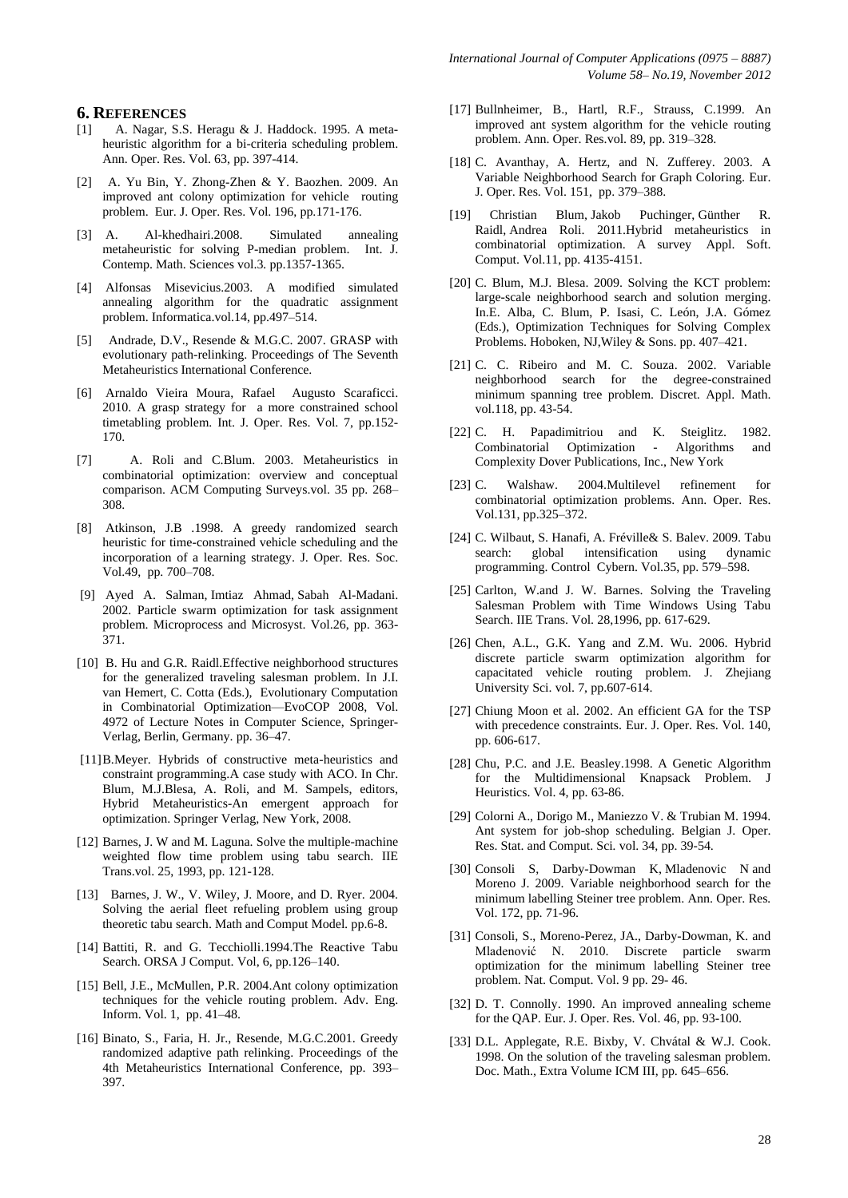## 6. REFERENCES

[1] A. Nagar, S.S. Heragu & J. Haddock. 1995. A meta-heuristic algorithm for a bi-criteria scheduling problem. Ann. Oper. Res. Vol. 63, pp. 397-414.

[2] A. Yu Bin, Y. Zhong-Zhen & Y. Baozhen. 2009. An improved ant colony optimization for vehicle routing problem. Eur. J. Oper. Res. Vol. 196, pp.171-176.

[3] A. Al-khedhairi.2008. Simulated annealing metaheuristic for solving P-median problem. Int. J. Contemp. Math. Sciences vol.3. pp.1357-1365.

[4] Alfonsas Misevicius.2003. A modified simulated annealing algorithm for the quadratic assignment problem. Informatica.vol.14, pp.497–514.

[5] Andrade, D.V., Resende & M.G.C. 2007. GRASP with evolutionary path-relinking. Proceedings of The Seventh Metaheuristics International Conference.

[6] Arnaldo Vieira Moura, Rafael Augusto Scaraficci. 2010. A grasp strategy for a more constrained school timetabling problem. Int. J. Oper. Res. Vol. 7, pp.152-170.

[7] A. Roli and C.Blum. 2003. Metaheuristics in combinatorial optimization: overview and conceptual comparison. ACM Computing Surveys.vol. 35 pp. 268–308.

[8] Atkinson, J.B .1998. A greedy randomized search heuristic for time-constrained vehicle scheduling and the incorporation of a learning strategy. J. Oper. Res. Soc. Vol.49, pp. 700–708.

[9] Ayed A. Salman, Imtiaz Ahmad, Sabah Al-Madani. 2002. Particle swarm optimization for task assignment problem. Microprocess and Microsyst. Vol.26, pp. 363-371.

[10] B. Hu and G.R. Raidl.Effective neighborhood structures for the generalized traveling salesman problem. In J.I. van Hemert, C. Cotta (Eds.), Evolutionary Computation in Combinatorial Optimization—EvoCOP 2008, Vol. 4972 of Lecture Notes in Computer Science, Springer-Verlag, Berlin, Germany. pp. 36–47.

[11] B.Meyer. Hybrids of constructive meta-heuristics and constraint programming.A case study with ACO. In Chr. Blum, M.J.Blesa, A. Roli, and M. Sampels, editors, Hybrid Metaheuristics-An emergent approach for optimization. Springer Verlag, New York, 2008.

[12] Barnes, J. W and M. Laguna. Solve the multiple-machine weighted flow time problem using tabu search. IIE Trans.vol. 25, 1993, pp. 121-128.

[13] Barnes, J. W., V. Wiley, J. Moore, and D. Ryer. 2004. Solving the aerial fleet refueling problem using group theoretic tabu search. Math and Comput Model. pp.6-8.

[14] Battiti, R. and G. Tecchiolli.1994.The Reactive Tabu Search. ORSA J Comput. Vol, 6, pp.126–140.

[15] Bell, J.E., McMullen, P.R. 2004.Ant colony optimization techniques for the vehicle routing problem. Adv. Eng. Inform. Vol. 1, pp. 41–48.

[16] Binato, S., Faria, H. Jr., Resende, M.G.C.2001. Greedy randomized adaptive path relinking. Proceedings of the 4th Metaheuristics International Conference, pp. 393–397.

[17] Bullnheimer, B., Hartl, R.F., Strauss, C.1999. An improved ant system algorithm for the vehicle routing problem. Ann. Oper. Res.vol. 89, pp. 319–328.

[18] C. Avanthay, A. Hertz, and N. Zufferey. 2003. A Variable Neighborhood Search for Graph Coloring. Eur. J. Oper. Res. Vol. 151, pp. 379–388.

[19] Christian Blum, Jakob Puchinger, Günther R. Raidl, Andrea Roli. 2011.Hybrid metaheuristics in combinatorial optimization. A survey Appl. Soft. Comput. Vol.11, pp. 4135-4151.

[20] C. Blum, M.J. Blesa. 2009. Solving the KCT problem: large-scale neighborhood search and solution merging. In.E. Alba, C. Blum, P. Isasi, C. León, J.A. Gómez (Eds.), Optimization Techniques for Solving Complex Problems. Hoboken, NJ,Wiley & Sons. pp. 407–421.

[21] C. C. Ribeiro and M. C. Souza. 2002. Variable neighborhood search for the degree-constrained minimum spanning tree problem. Discret. Appl. Math. vol.118, pp. 43-54.

[22] C. H. Papadimitriou and K. Steiglitz. 1982. Combinatorial Optimization - Algorithms and Complexity Dover Publications, Inc., New York

[23] C. Walshaw. 2004.Multilevel refinement for combinatorial optimization problems. Ann. Oper. Res. Vol.131, pp.325–372.

[24] C. Wilbaut, S. Hanafi, A. Fréville& S. Balev. 2009. Tabu search: global intensification using dynamic programming. Control Cybern. Vol.35, pp. 579–598.

[25] Carlton, W.and J. W. Barnes. Solving the Traveling Salesman Problem with Time Windows Using Tabu Search. IIE Trans. Vol. 28,1996, pp. 617-629.

[26] Chen, A.L., G.K. Yang and Z.M. Wu. 2006. Hybrid discrete particle swarm optimization algorithm for capacitated vehicle routing problem. J. Zhejiang University Sci. vol. 7, pp.607-614.

[27] Chiung Moon et al. 2002. An efficient GA for the TSP with precedence constraints. Eur. J. Oper. Res. Vol. 140, pp. 606-617.

[28] Chu, P.C. and J.E. Beasley.1998. A Genetic Algorithm for the Multidimensional Knapsack Problem. J Heuristics. Vol. 4, pp. 63-86.

[29] Colorni A., Dorigo M., Maniezzo V. & Trubian M. 1994. Ant system for job-shop scheduling. Belgian J. Oper. Res. Stat. and Comput. Sci. vol. 34, pp. 39-54.

[30] Consoli S, Darby-Dowman K, Mladenovic N and Moreno J. 2009. Variable neighborhood search for the minimum labelling Steiner tree problem. Ann. Oper. Res. Vol. 172, pp. 71-96.

[31] Consoli, S., Moreno-Perez, JA., Darby-Dowman, K. and Mladenović N. 2010. Discrete particle swarm optimization for the minimum labelling Steiner tree problem. Nat. Comput. Vol. 9 pp. 29- 46.

[32] D. T. Connolly. 1990. An improved annealing scheme for the QAP. Eur. J. Oper. Res. Vol. 46, pp. 93-100.

[33] D.L. Applegate, R.E. Bixby, V. Chvátal & W.J. Cook. 1998. On the solution of the traveling salesman problem. Doc. Math., Extra Volume ICM III, pp. 645–656.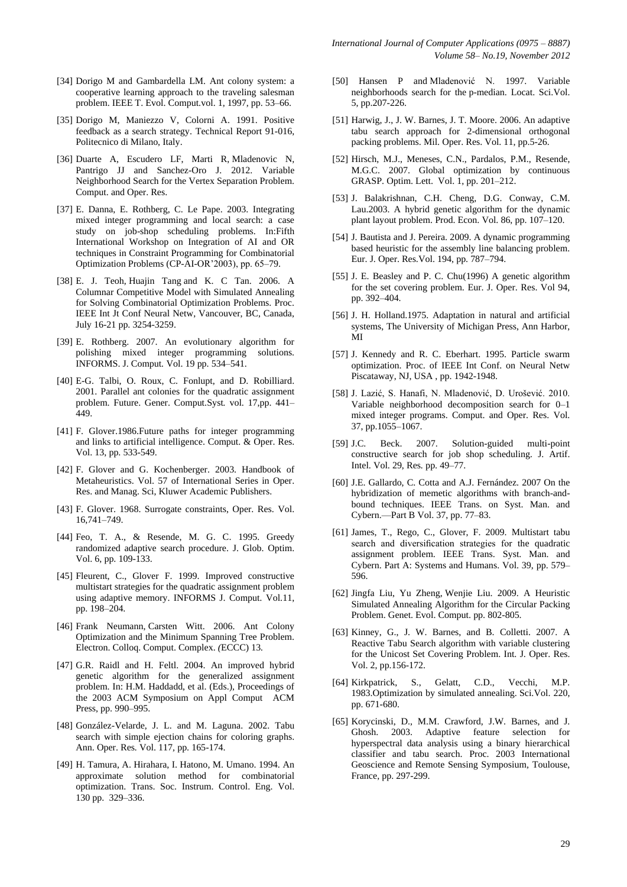[34] Dorigo M and Gambardella LM. Ant colony system: a cooperative learning approach to the traveling salesman problem. IEEE T. Evol. Comput.vol. 1, 1997, pp. 53–66.

[35] Dorigo M, Maniezzo V, Colorni A. 1991. Positive feedback as a search strategy. Technical Report 91-016, Politecnico di Milano, Italy.

[36] Duarte A, Escudero LF, Marti R, Mladenovic N, Pantrigo JJ and Sanchez-Oro J. 2012. Variable Neighborhood Search for the Vertex Separation Problem. Comput. and Oper. Res.

[37] E. Danna, E. Rothberg, C. Le Pape. 2003. Integrating mixed integer programming and local search: a case study on job-shop scheduling problems. In:Fifth International Workshop on Integration of AI and OR techniques in Constraint Programming for Combinatorial Optimization Problems (CP-AI-OR'2003), pp. 65–79.

[38] E. J. Teoh, Huajin Tang and K. C Tan. 2006. A Columnar Competitive Model with Simulated Annealing for Solving Combinatorial Optimization Problems. Proc. IEEE Int Jt Conf Neural Netw, Vancouver, BC, Canada, July 16-21 pp. 3254-3259.

[39] E. Rothberg. 2007. An evolutionary algorithm for polishing mixed integer programming solutions. INFORMS. J. Comput. Vol. 19 pp. 534–541.

[40] E-G. Talbi, O. Roux, C. Fonlupt, and D. Robilliard. 2001. Parallel ant colonies for the quadratic assignment problem. Future. Gener. Comput.Syst. vol. 17,pp. 441–449.

[41] F. Glover.1986.Future paths for integer programming and links to artificial intelligence. Comput. & Oper. Res. Vol. 13, pp. 533-549.

[42] F. Glover and G. Kochenberger. 2003. Handbook of Metaheuristics. Vol. 57 of International Series in Oper. Res. and Manag. Sci, Kluwer Academic Publishers.

[43] F. Glover. 1968. Surrogate constraints, Oper. Res. Vol. 16,741–749.

[44] Feo, T. A., & Resende, M. G. C. 1995. Greedy randomized adaptive search procedure. J. Glob. Optim. Vol. 6, pp. 109-133.

[45] Fleurent, C., Glover F. 1999. Improved constructive multistart strategies for the quadratic assignment problem using adaptive memory. INFORMS J. Comput. Vol.11, pp. 198–204.

[46] Frank Neumann, Carsten Witt. 2006. Ant Colony Optimization and the Minimum Spanning Tree Problem. Electron. Colloq. Comput. Complex. (ECCC) 13.

[47] G.R. Raidl and H. Feltl. 2004. An improved hybrid genetic algorithm for the generalized assignment problem. In: H.M. Haddadd, et al. (Eds.), Proceedings of the 2003 ACM Symposium on Appl Comput ACM Press, pp. 990–995.

[48] González-Velarde, J. L. and M. Laguna. 2002. Tabu search with simple ejection chains for coloring graphs. Ann. Oper. Res. Vol. 117, pp. 165-174.

[49] H. Tamura, A. Hirahara, I. Hatono, M. Umano. 1994. An approximate solution method for combinatorial optimization. Trans. Soc. Instrum. Control. Eng. Vol. 130 pp. 329–336.

[50] Hansen P and Mladenović N. 1997. Variable neighborhoods search for the p-median. Locat. Sci.Vol. 5, pp.207-226.

[51] Harwig, J., J. W. Barnes, J. T. Moore. 2006. An adaptive tabu search approach for 2-dimensional orthogonal packing problems. Mil. Oper. Res. Vol. 11, pp.5-26.

[52] Hirsch, M.J., Meneses, C.N., Pardalos, P.M., Resende, M.G.C. 2007. Global optimization by continuous GRASP. Optim. Lett. Vol. 1, pp. 201–212.

[53] J. Balakrishnan, C.H. Cheng, D.G. Conway, C.M. Lau.2003. A hybrid genetic algorithm for the dynamic plant layout problem. Prod. Econ. Vol. 86, pp. 107–120.

[54] J. Bautista and J. Pereira. 2009. A dynamic programming based heuristic for the assembly line balancing problem. Eur. J. Oper. Res.Vol. 194, pp. 787–794.

[55] J. E. Beasley and P. C. Chu(1996) A genetic algorithm for the set covering problem. Eur. J. Oper. Res. Vol 94, pp. 392–404.

[56] J. H. Holland.1975. Adaptation in natural and artificial systems, The University of Michigan Press, Ann Harbor, MI

[57] J. Kennedy and R. C. Eberhart. 1995. Particle swarm optimization. Proc. of IEEE Int Conf. on Neural Netw Piscataway, NJ, USA , pp. 1942-1948.

[58] J. Lazić, S. Hanafi, N. Mladenović, D. Urošević. 2010. Variable neighborhood decomposition search for 0–1 mixed integer programs. Comput. and Oper. Res. Vol. 37, pp.1055–1067.

[59] J.C. Beck. 2007. Solution-guided multi-point constructive search for job shop scheduling. J. Artif. Intel. Vol. 29, Res. pp. 49–77.

[60] J.E. Gallardo, C. Cotta and A.J. Fernández. 2007 On the hybridization of memetic algorithms with branch-and-bound techniques. IEEE Trans. on Syst. Man. and Cybern.—Part B Vol. 37, pp. 77–83.

[61] James, T., Rego, C., Glover, F. 2009. Multistart tabu search and diversification strategies for the quadratic assignment problem. IEEE Trans. Syst. Man. and Cybern. Part A: Systems and Humans. Vol. 39, pp. 579–596.

[62] Jingfa Liu, Yu Zheng, Wenjie Liu. 2009. A Heuristic Simulated Annealing Algorithm for the Circular Packing Problem. Genet. Evol. Comput. pp. 802-805.

[63] Kinney, G., J. W. Barnes, and B. Colletti. 2007. A Reactive Tabu Search algorithm with variable clustering for the Unicost Set Covering Problem. Int. J. Oper. Res. Vol. 2, pp.156-172.

[64] Kirkpatrick, S., Gelatt, C.D., Vecchi, M.P. 1983.Optimization by simulated annealing. Sci.Vol. 220, pp. 671-680.

[65] Korycinski, D., M.M. Crawford, J.W. Barnes, and J. Ghosh. 2003. Adaptive feature selection for hyperspectral data analysis using a binary hierarchical classifier and tabu search. Proc. 2003 International Geoscience and Remote Sensing Symposium, Toulouse, France, pp. 297-299.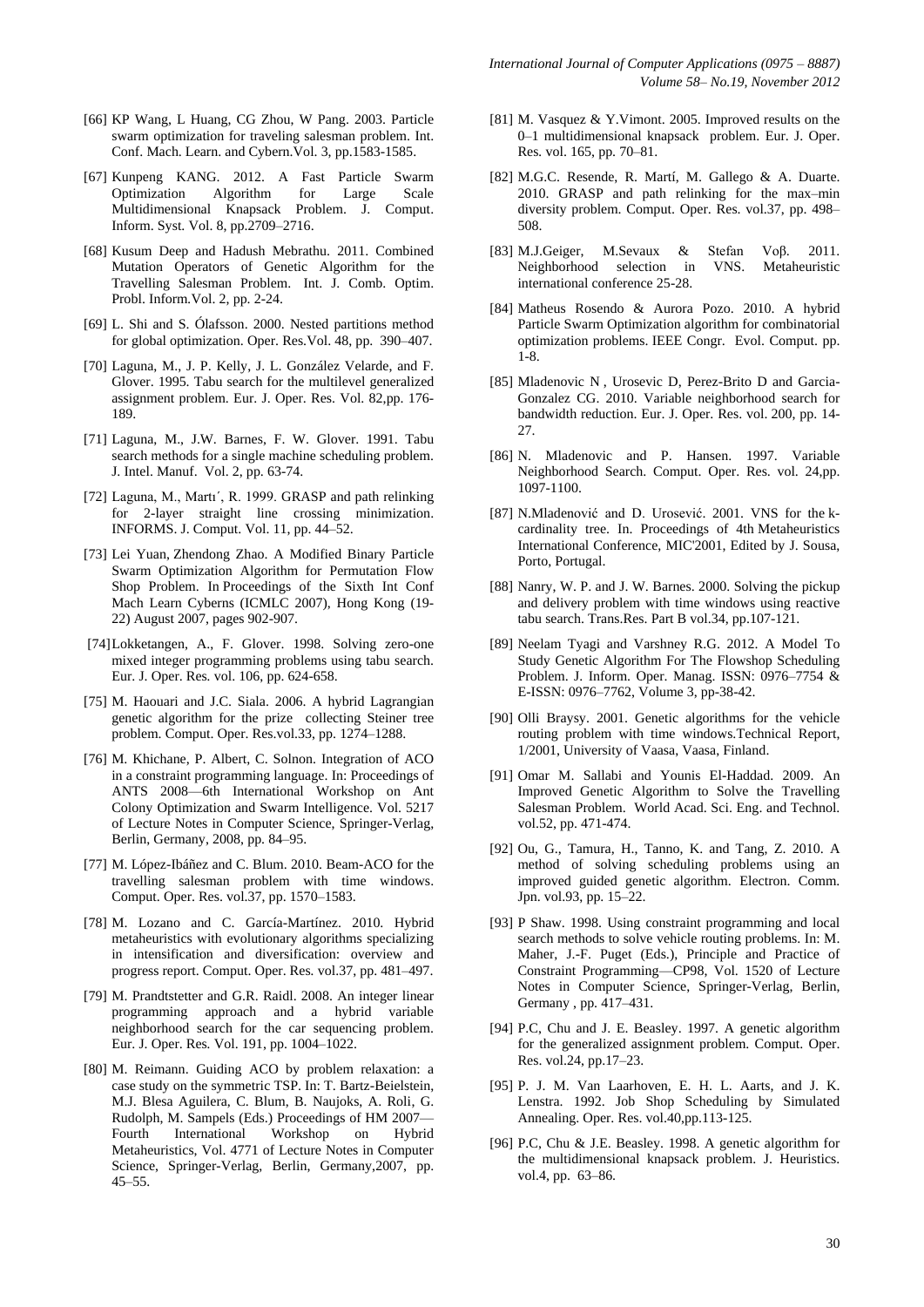[66] KP Wang, L Huang, CG Zhou, W Pang. 2003. Particle swarm optimization for traveling salesman problem. Int. Conf. Mach. Learn. and Cybern.Vol. 3, pp.1583-1585.

[67] Kunpeng KANG. 2012. A Fast Particle Swarm Optimization Algorithm for Large Scale Multidimensional Knapsack Problem. J. Comput. Inform. Syst. Vol. 8, pp.2709–2716.

[68] Kusum Deep and Hadush Mebrathu. 2011. Combined Mutation Operators of Genetic Algorithm for the Travelling Salesman Problem. Int. J. Comb. Optim. Probl. Inform.Vol. 2, pp. 2-24.

[69] L. Shi and S. Ólafsson. 2000. Nested partitions method for global optimization. Oper. Res.Vol. 48, pp. 390–407.

[70] Laguna, M., J. P. Kelly, J. L. González Velarde, and F. Glover. 1995. Tabu search for the multilevel generalized assignment problem. Eur. J. Oper. Res. Vol. 82,pp. 176-189.

[71] Laguna, M., J.W. Barnes, F. W. Glover. 1991. Tabu search methods for a single machine scheduling problem. J. Intel. Manuf. Vol. 2, pp. 63-74.

[72] Laguna, M., Martı´, R. 1999. GRASP and path relinking for 2-layer straight line crossing minimization. INFORMS. J. Comput. Vol. 11, pp. 44–52.

[73] Lei Yuan, Zhendong Zhao. A Modified Binary Particle Swarm Optimization Algorithm for Permutation Flow Shop Problem. In Proceedings of the Sixth Int Conf Mach Learn Cyberns (ICMLC 2007), Hong Kong (19-22) August 2007, pages 902-907.

[74] Lokketangen, A., F. Glover. 1998. Solving zero-one mixed integer programming problems using tabu search. Eur. J. Oper. Res. vol. 106, pp. 624-658.

[75] M. Haouari and J.C. Siala. 2006. A hybrid Lagrangian genetic algorithm for the prize collecting Steiner tree problem. Comput. Oper. Res.vol.33, pp. 1274–1288.

[76] M. Khichane, P. Albert, C. Solnon. Integration of ACO in a constraint programming language. In: Proceedings of ANTS 2008—6th International Workshop on Ant Colony Optimization and Swarm Intelligence. Vol. 5217 of Lecture Notes in Computer Science, Springer-Verlag, Berlin, Germany, 2008, pp. 84–95.

[77] M. López-Ibáñez and C. Blum. 2010. Beam-ACO for the travelling salesman problem with time windows. Comput. Oper. Res. vol.37, pp. 1570–1583.

[78] M. Lozano and C. García-Martínez. 2010. Hybrid metaheuristics with evolutionary algorithms specializing in intensification and diversification: overview and progress report. Comput. Oper. Res. vol.37, pp. 481–497.

[79] M. Prandtstetter and G.R. Raidl. 2008. An integer linear programming approach and a hybrid variable neighborhood search for the car sequencing problem. Eur. J. Oper. Res. Vol. 191, pp. 1004–1022.

[80] M. Reimann. Guiding ACO by problem relaxation: a case study on the symmetric TSP. In: T. Bartz-Beielstein, M.J. Blesa Aguilera, C. Blum, B. Naujoks, A. Roli, G. Rudolph, M. Sampels (Eds.) Proceedings of HM 2007—Fourth International Workshop on Hybrid Metaheuristics, Vol. 4771 of Lecture Notes in Computer Science, Springer-Verlag, Berlin, Germany,2007, pp. 45–55.

[81] M. Vasquez & Y.Vimont. 2005. Improved results on the 0–1 multidimensional knapsack problem. Eur. J. Oper. Res. vol. 165, pp. 70–81.

[82] M.G.C. Resende, R. Martí, M. Gallego & A. Duarte. 2010. GRASP and path relinking for the max–min diversity problem. Comput. Oper. Res. vol.37, pp. 498–508.

[83] M.J.Geiger, M.Sevaux & Stefan Voβ. 2011. Neighborhood selection in VNS. Metaheuristic international conference 25-28.

[84] Matheus Rosendo & Aurora Pozo. 2010. A hybrid Particle Swarm Optimization algorithm for combinatorial optimization problems. IEEE Congr. Evol. Comput. pp. 1-8.

[85] Mladenovic N , Urosevic D, Perez-Brito D and Garcia-Gonzalez CG. 2010. Variable neighborhood search for bandwidth reduction. Eur. J. Oper. Res. vol. 200, pp. 14-27.

[86] N. Mladenovic and P. Hansen. 1997. Variable Neighborhood Search. Comput. Oper. Res. vol. 24,pp. 1097-1100.

[87] N.Mladenović and D. Urosević. 2001. VNS for the k-cardinality tree. In. Proceedings of 4th Metaheuristics International Conference, MIC'2001, Edited by J. Sousa, Porto, Portugal.

[88] Nanry, W. P. and J. W. Barnes. 2000. Solving the pickup and delivery problem with time windows using reactive tabu search. Trans.Res. Part B vol.34, pp.107-121.

[89] Neelam Tyagi and Varshney R.G. 2012. A Model To Study Genetic Algorithm For The Flowshop Scheduling Problem. J. Inform. Oper. Manag. ISSN: 0976–7754 & E-ISSN: 0976–7762, Volume 3, pp-38-42.

[90] Olli Braysy. 2001. Genetic algorithms for the vehicle routing problem with time windows.Technical Report, 1/2001, University of Vaasa, Vaasa, Finland.

[91] Omar M. Sallabi and Younis El-Haddad. 2009. An Improved Genetic Algorithm to Solve the Travelling Salesman Problem. World Acad. Sci. Eng. and Technol. vol.52, pp. 471-474.

[92] Ou, G., Tamura, H., Tanno, K. and Tang, Z. 2010. A method of solving scheduling problems using an improved guided genetic algorithm. Electron. Comm. Jpn. vol.93, pp. 15–22.

[93] P Shaw. 1998. Using constraint programming and local search methods to solve vehicle routing problems. In: M. Maher, J.-F. Puget (Eds.), Principle and Practice of Constraint Programming—CP98, Vol. 1520 of Lecture Notes in Computer Science, Springer-Verlag, Berlin, Germany , pp. 417–431.

[94] P.C, Chu and J. E. Beasley. 1997. A genetic algorithm for the generalized assignment problem. Comput. Oper. Res. vol.24, pp.17–23.

[95] P. J. M. Van Laarhoven, E. H. L. Aarts, and J. K. Lenstra. 1992. Job Shop Scheduling by Simulated Annealing. Oper. Res. vol.40,pp.113-125.

[96] P.C, Chu & J.E. Beasley. 1998. A genetic algorithm for the multidimensional knapsack problem. J. Heuristics. vol.4, pp. 63–86.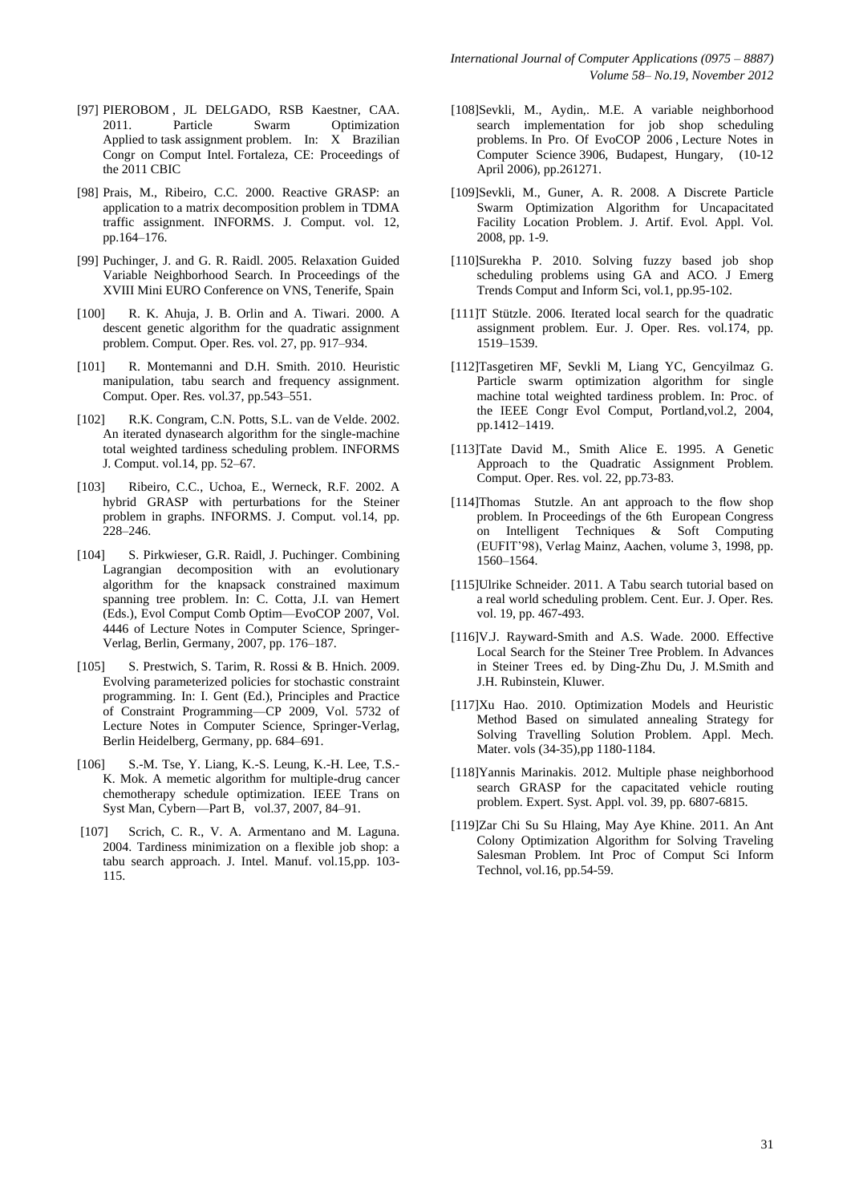[97] PIEROBOM , JL DELGADO, RSB Kaestner, CAA. 2011. Particle Swarm Optimization Applied to task assignment problem. In: X Brazilian Congr on Comput Intel. Fortaleza, CE: Proceedings of the 2011 CBIC

[98] Prais, M., Ribeiro, C.C. 2000. Reactive GRASP: an application to a matrix decomposition problem in TDMA traffic assignment. INFORMS. J. Comput. vol. 12, pp.164–176.

[99] Puchinger, J. and G. R. Raidl. 2005. Relaxation Guided Variable Neighborhood Search. In Proceedings of the XVIII Mini EURO Conference on VNS, Tenerife, Spain

[100] R. K. Ahuja, J. B. Orlin and A. Tiwari. 2000. A descent genetic algorithm for the quadratic assignment problem. Comput. Oper. Res. vol. 27, pp. 917–934.

[101] R. Montemanni and D.H. Smith. 2010. Heuristic manipulation, tabu search and frequency assignment. Comput. Oper. Res. vol.37, pp.543–551.

[102] R.K. Congram, C.N. Potts, S.L. van de Velde. 2002. An iterated dynasearch algorithm for the single-machine total weighted tardiness scheduling problem. INFORMS J. Comput. vol.14, pp. 52–67.

[103] Ribeiro, C.C., Uchoa, E., Werneck, R.F. 2002. A hybrid GRASP with perturbations for the Steiner problem in graphs. INFORMS. J. Comput. vol.14, pp. 228–246.

[104] S. Pirkwieser, G.R. Raidl, J. Puchinger. Combining Lagrangian decomposition with an evolutionary algorithm for the knapsack constrained maximum spanning tree problem. In: C. Cotta, J.I. van Hemert (Eds.), Evol Comput Comb Optim—EvoCOP 2007, Vol. 4446 of Lecture Notes in Computer Science, Springer-Verlag, Berlin, Germany, 2007, pp. 176–187.

[105] S. Prestwich, S. Tarim, R. Rossi & B. Hnich. 2009. Evolving parameterized policies for stochastic constraint programming. In: I. Gent (Ed.), Principles and Practice of Constraint Programming—CP 2009, Vol. 5732 of Lecture Notes in Computer Science, Springer-Verlag, Berlin Heidelberg, Germany, pp. 684–691.

[106] S.-M. Tse, Y. Liang, K.-S. Leung, K.-H. Lee, T.S.-K. Mok. A memetic algorithm for multiple-drug cancer chemotherapy schedule optimization. IEEE Trans on Syst Man, Cybern—Part B, vol.37, 2007, 84–91.

[107] Scrich, C. R., V. A. Armentano and M. Laguna. 2004. Tardiness minimization on a flexible job shop: a tabu search approach. J. Intel. Manuf. vol.15,pp. 103-115.

[108]Sevkli, M., Aydin,. M.E. A variable neighborhood search implementation for job shop scheduling problems. In Pro. Of EvoCOP 2006 , Lecture Notes in Computer Science 3906, Budapest, Hungary, (10-12 April 2006), pp.261271.

[109]Sevkli, M., Guner, A. R. 2008. A Discrete Particle Swarm Optimization Algorithm for Uncapacitated Facility Location Problem. J. Artif. Evol. Appl. Vol. 2008, pp. 1-9.

[110]Surekha P. 2010. Solving fuzzy based job shop scheduling problems using GA and ACO. J Emerg Trends Comput and Inform Sci, vol.1, pp.95-102.

[111]T Stützle. 2006. Iterated local search for the quadratic assignment problem. Eur. J. Oper. Res. vol.174, pp. 1519–1539.

[112]Tasgetiren MF, Sevkli M, Liang YC, Gencyilmaz G. Particle swarm optimization algorithm for single machine total weighted tardiness problem. In: Proc. of the IEEE Congr Evol Comput, Portland,vol.2, 2004, pp.1412–1419.

[113]Tate David M., Smith Alice E. 1995. A Genetic Approach to the Quadratic Assignment Problem. Comput. Oper. Res. vol. 22, pp.73-83.

[114]Thomas Stutzle. An ant approach to the flow shop problem. In Proceedings of the 6th European Congress on Intelligent Techniques & Soft Computing (EUFIT'98), Verlag Mainz, Aachen, volume 3, 1998, pp. 1560–1564.

[115]Ulrike Schneider. 2011. A Tabu search tutorial based on a real world scheduling problem. Cent. Eur. J. Oper. Res. vol. 19, pp. 467-493.

[116]V.J. Rayward-Smith and A.S. Wade. 2000. Effective Local Search for the Steiner Tree Problem. In Advances in Steiner Trees ed. by Ding-Zhu Du, J. M.Smith and J.H. Rubinstein, Kluwer.

[117]Xu Hao. 2010. Optimization Models and Heuristic Method Based on simulated annealing Strategy for Solving Travelling Solution Problem. Appl. Mech. Mater. vols (34-35),pp 1180-1184.

[118]Yannis Marinakis. 2012. Multiple phase neighborhood search GRASP for the capacitated vehicle routing problem. Expert. Syst. Appl. vol. 39, pp. 6807-6815.

[119]Zar Chi Su Su Hlaing, May Aye Khine. 2011. An Ant Colony Optimization Algorithm for Solving Traveling Salesman Problem. Int Proc of Comput Sci Inform Technol, vol.16, pp.54-59.